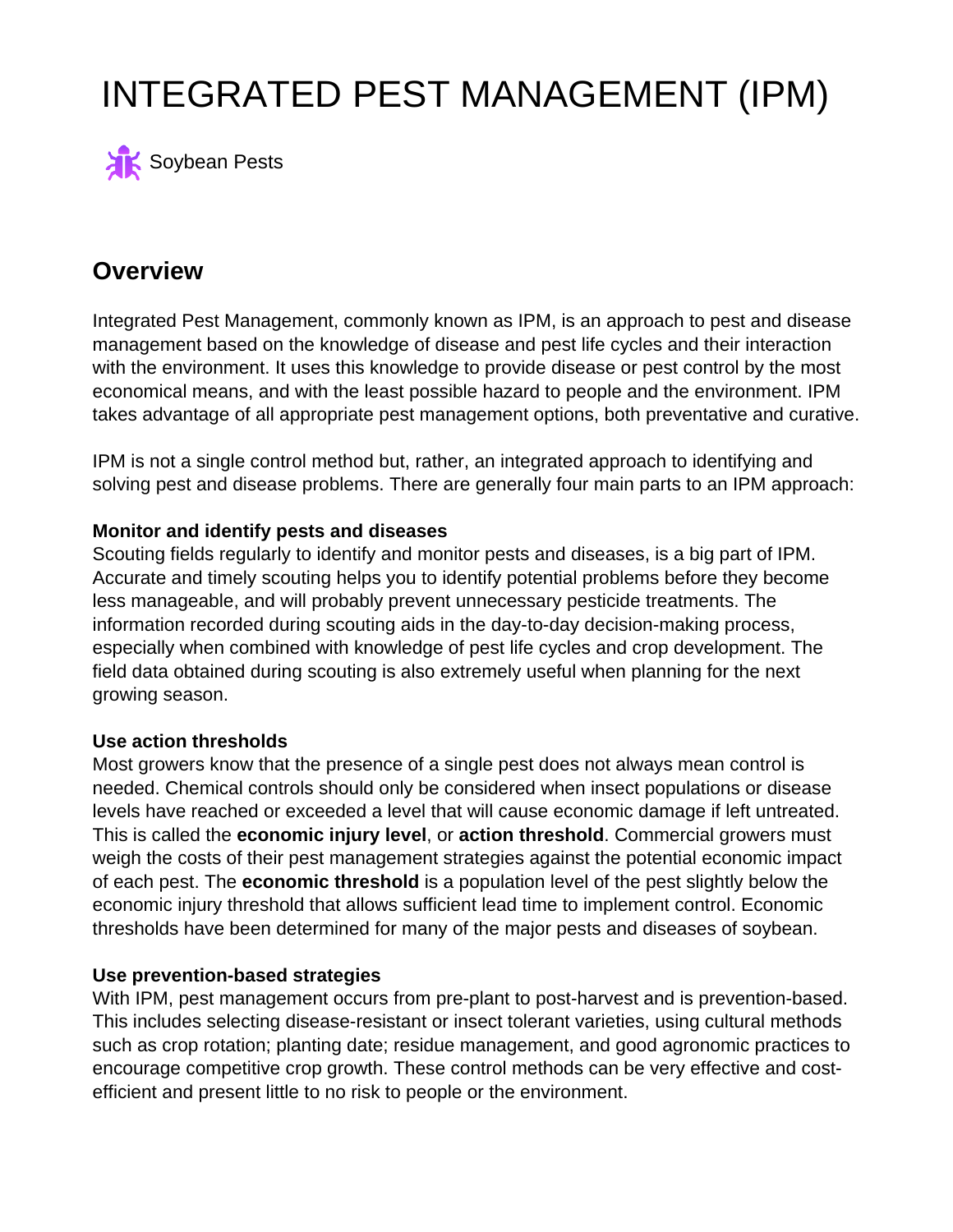# INTEGRATED PEST MANAGEMENT (IPM)

Soybean Pests

## Overview

Integrated Pest Management, commonly known as IPM, is an approach to pest and disease management based on the knowledge of disease and pest life cycles and their interaction with the environment. It uses this knowledge to provide disease or pest control by the most economical means, and with the least possible hazard to people and the environment. IPM takes advantage of all appropriate pest management options, both preventative and curative.

IPM is not a single control method but, rather, an integrated approach to identifying and solving pest and disease problems. There are generally four main parts to an IPM approach:

**Monitor and identify pests and diseases**
Scouting fields regularly to identify and monitor pests and diseases, is a big part of IPM. Accurate and timely scouting helps you to identify potential problems before they become less manageable, and will probably prevent unnecessary pesticide treatments. The information recorded during scouting aids in the day-to-day decision-making process, especially when combined with knowledge of pest life cycles and crop development. The field data obtained during scouting is also extremely useful when planning for the next growing season.

**Use action thresholds**
Most growers know that the presence of a single pest does not always mean control is needed. Chemical controls should only be considered when insect populations or disease levels have reached or exceeded a level that will cause economic damage if left untreated. This is called the **economic injury level**, or **action threshold**. Commercial growers must weigh the costs of their pest management strategies against the potential economic impact of each pest. The **economic threshold** is a population level of the pest slightly below the economic injury threshold that allows sufficient lead time to implement control. Economic thresholds have been determined for many of the major pests and diseases of soybean.

**Use prevention-based strategies**
With IPM, pest management occurs from pre-plant to post-harvest and is prevention-based. This includes selecting disease-resistant or insect tolerant varieties, using cultural methods such as crop rotation; planting date; residue management, and good agronomic practices to encourage competitive crop growth. These control methods can be very effective and cost-efficient and present little to no risk to people or the environment.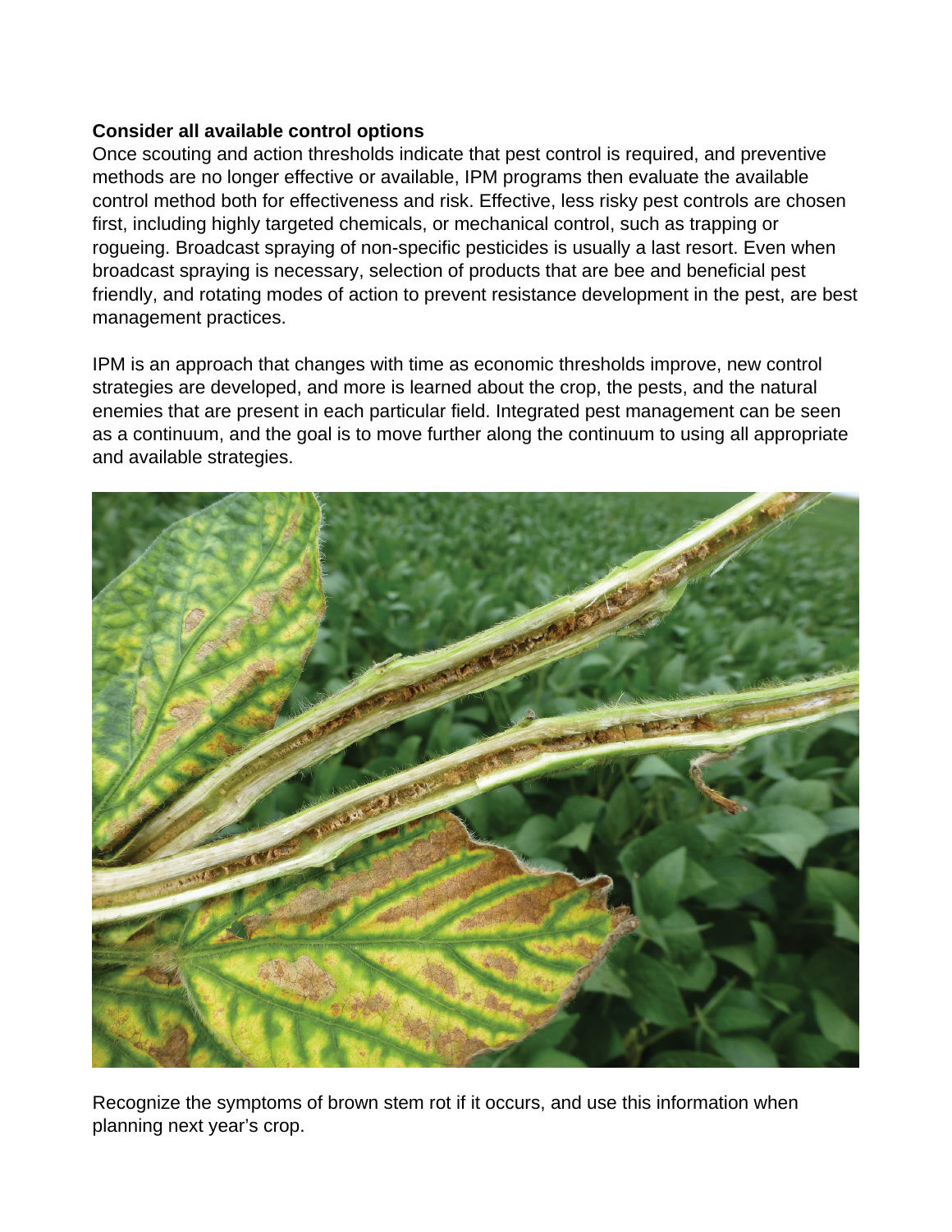**Consider all available control options**

Once scouting and action thresholds indicate that pest control is required, and preventive methods are no longer effective or available, IPM programs then evaluate the available control method both for effectiveness and risk. Effective, less risky pest controls are chosen first, including highly targeted chemicals, or mechanical control, such as trapping or rogueing. Broadcast spraying of non-specific pesticides is usually a last resort. Even when broadcast spraying is necessary, selection of products that are bee and beneficial pest friendly, and rotating modes of action to prevent resistance development in the pest, are best management practices.

IPM is an approach that changes with time as economic thresholds improve, new control strategies are developed, and more is learned about the crop, the pests, and the natural enemies that are present in each particular field. Integrated pest management can be seen as a continuum, and the goal is to move further along the continuum to using all appropriate and available strategies.

Recognize the symptoms of brown stem rot if it occurs, and use this information when planning next year's crop.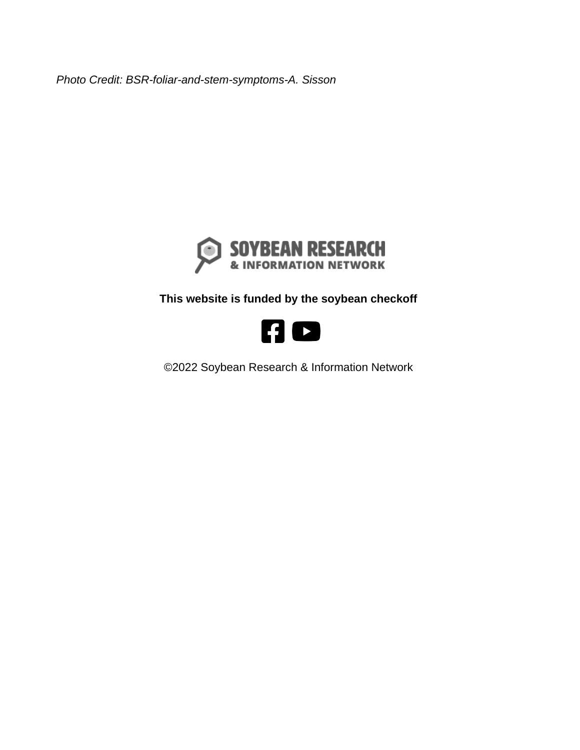*Photo Credit: BSR-foliar-and-stem-symptoms-A. Sisson*

SOYBEAN RESEARCH
& INFORMATION NETWORK

**This website is funded by the soybean checkoff**

©2022 Soybean Research & Information Network